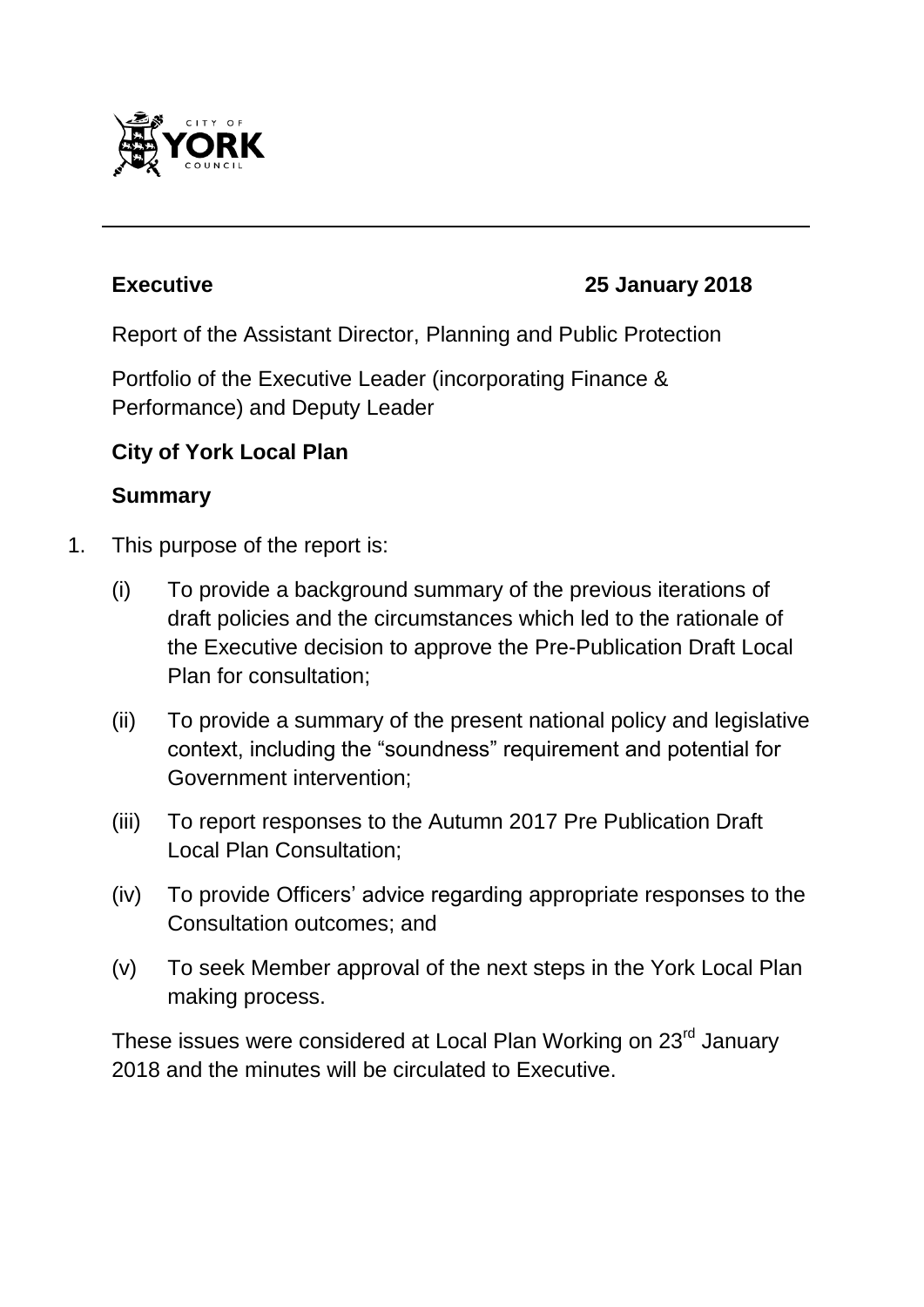**Executive** **25 January 2018**

Report of the Assistant Director, Planning and Public Protection

Portfolio of the Executive Leader (incorporating Finance & Performance) and Deputy Leader

## City of York Local Plan

### Summary

1. This purpose of the report is:

   (i) To provide a background summary of the previous iterations of draft policies and the circumstances which led to the rationale of the Executive decision to approve the Pre-Publication Draft Local Plan for consultation;

   (ii) To provide a summary of the present national policy and legislative context, including the "soundness" requirement and potential for Government intervention;

   (iii) To report responses to the Autumn 2017 Pre Publication Draft Local Plan Consultation;

   (iv) To provide Officers' advice regarding appropriate responses to the Consultation outcomes; and

   (v) To seek Member approval of the next steps in the York Local Plan making process.

   These issues were considered at Local Plan Working on 23rd January 2018 and the minutes will be circulated to Executive.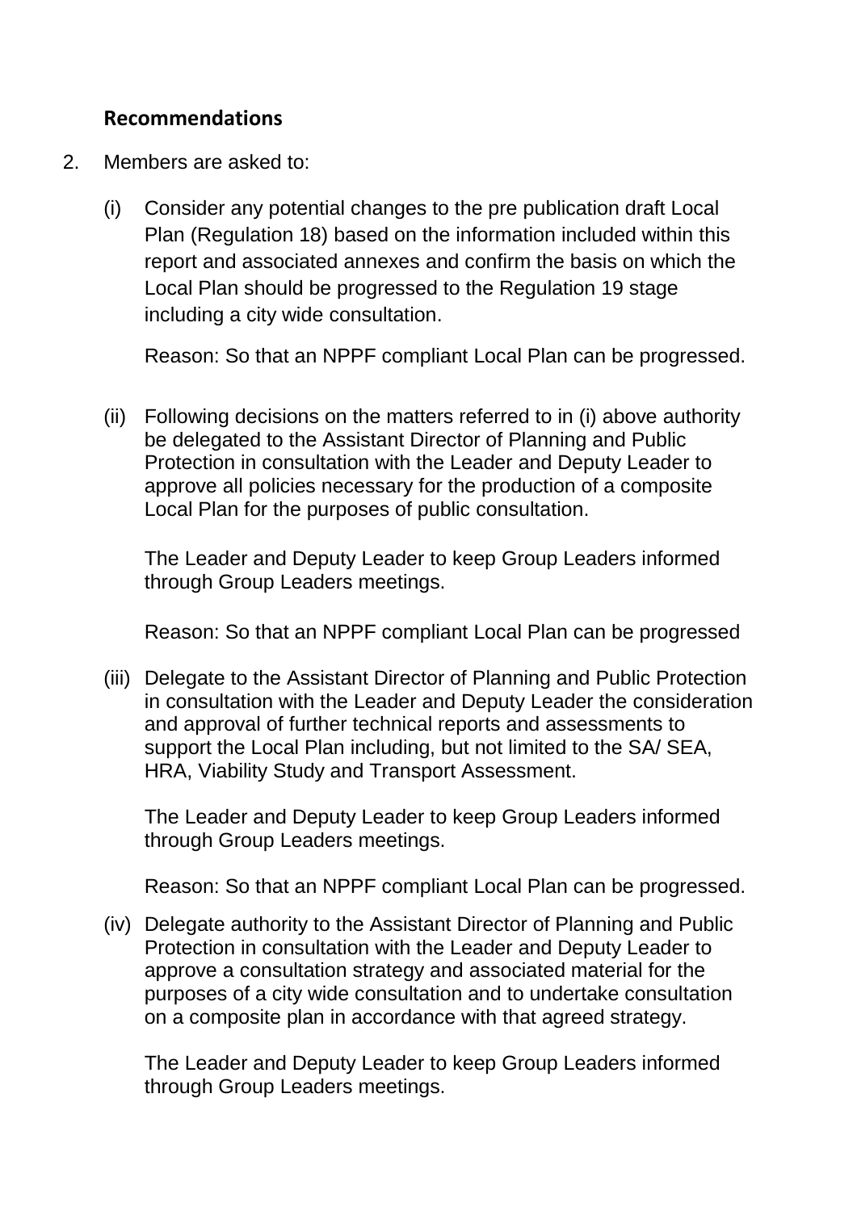## Recommendations

2. Members are asked to:

   (i) Consider any potential changes to the pre publication draft Local Plan (Regulation 18) based on the information included within this report and associated annexes and confirm the basis on which the Local Plan should be progressed to the Regulation 19 stage including a city wide consultation.

   Reason: So that an NPPF compliant Local Plan can be progressed.

   (ii) Following decisions on the matters referred to in (i) above authority be delegated to the Assistant Director of Planning and Public Protection in consultation with the Leader and Deputy Leader to approve all policies necessary for the production of a composite Local Plan for the purposes of public consultation.

   The Leader and Deputy Leader to keep Group Leaders informed through Group Leaders meetings.

   Reason: So that an NPPF compliant Local Plan can be progressed

   (iii) Delegate to the Assistant Director of Planning and Public Protection in consultation with the Leader and Deputy Leader the consideration and approval of further technical reports and assessments to support the Local Plan including, but not limited to the SA/ SEA, HRA, Viability Study and Transport Assessment.

   The Leader and Deputy Leader to keep Group Leaders informed through Group Leaders meetings.

   Reason: So that an NPPF compliant Local Plan can be progressed.

   (iv) Delegate authority to the Assistant Director of Planning and Public Protection in consultation with the Leader and Deputy Leader to approve a consultation strategy and associated material for the purposes of a city wide consultation and to undertake consultation on a composite plan in accordance with that agreed strategy.

   The Leader and Deputy Leader to keep Group Leaders informed through Group Leaders meetings.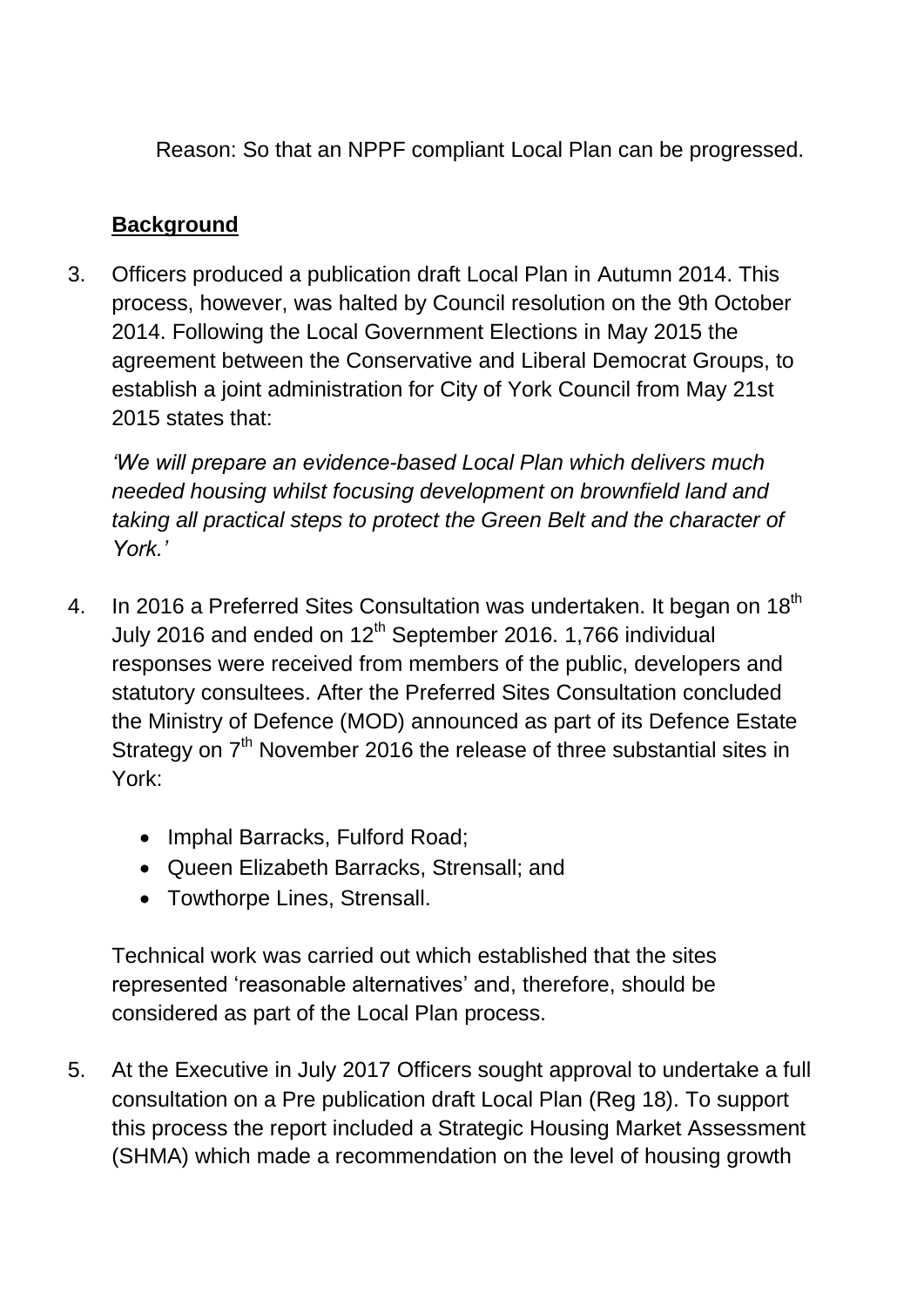Reason: So that an NPPF compliant Local Plan can be progressed.

## Background

3. Officers produced a publication draft Local Plan in Autumn 2014. This process, however, was halted by Council resolution on the 9th October 2014. Following the Local Government Elections in May 2015 the agreement between the Conservative and Liberal Democrat Groups, to establish a joint administration for City of York Council from May 21st 2015 states that:

   *'We will prepare an evidence-based Local Plan which delivers much needed housing whilst focusing development on brownfield land and taking all practical steps to protect the Green Belt and the character of York.'*

4. In 2016 a Preferred Sites Consultation was undertaken. It began on 18th July 2016 and ended on 12th September 2016. 1,766 individual responses were received from members of the public, developers and statutory consultees. After the Preferred Sites Consultation concluded the Ministry of Defence (MOD) announced as part of its Defence Estate Strategy on 7th November 2016 the release of three substantial sites in York:

   - Imphal Barracks, Fulford Road;
   - Queen Elizabeth Barracks, Strensall; and
   - Towthorpe Lines, Strensall.

   Technical work was carried out which established that the sites represented 'reasonable alternatives' and, therefore, should be considered as part of the Local Plan process.

5. At the Executive in July 2017 Officers sought approval to undertake a full consultation on a Pre publication draft Local Plan (Reg 18). To support this process the report included a Strategic Housing Market Assessment (SHMA) which made a recommendation on the level of housing growth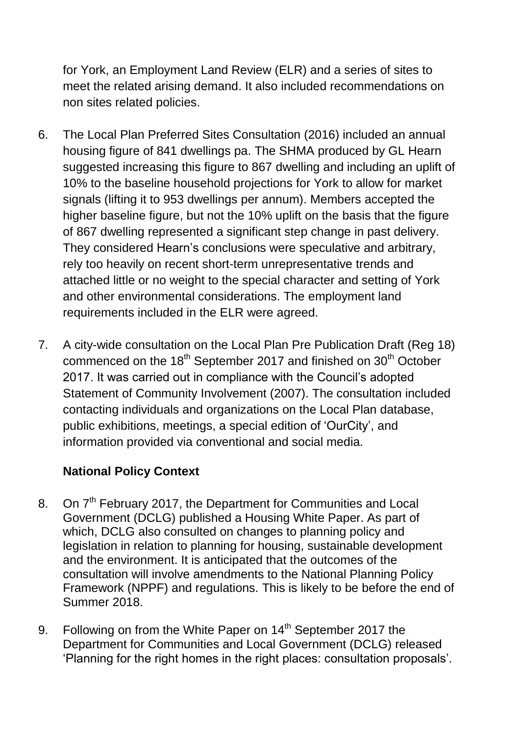for York, an Employment Land Review (ELR) and a series of sites to meet the related arising demand. It also included recommendations on non sites related policies.

6. The Local Plan Preferred Sites Consultation (2016) included an annual housing figure of 841 dwellings pa. The SHMA produced by GL Hearn suggested increasing this figure to 867 dwelling and including an uplift of 10% to the baseline household projections for York to allow for market signals (lifting it to 953 dwellings per annum). Members accepted the higher baseline figure, but not the 10% uplift on the basis that the figure of 867 dwelling represented a significant step change in past delivery. They considered Hearn's conclusions were speculative and arbitrary, rely too heavily on recent short-term unrepresentative trends and attached little or no weight to the special character and setting of York and other environmental considerations. The employment land requirements included in the ELR were agreed.

7. A city-wide consultation on the Local Plan Pre Publication Draft (Reg 18) commenced on the 18th September 2017 and finished on 30th October 2017. It was carried out in compliance with the Council's adopted Statement of Community Involvement (2007). The consultation included contacting individuals and organizations on the Local Plan database, public exhibitions, meetings, a special edition of 'OurCity', and information provided via conventional and social media.

**National Policy Context**

8. On 7th February 2017, the Department for Communities and Local Government (DCLG) published a Housing White Paper. As part of which, DCLG also consulted on changes to planning policy and legislation in relation to planning for housing, sustainable development and the environment. It is anticipated that the outcomes of the consultation will involve amendments to the National Planning Policy Framework (NPPF) and regulations. This is likely to be before the end of Summer 2018.

9. Following on from the White Paper on 14th September 2017 the Department for Communities and Local Government (DCLG) released 'Planning for the right homes in the right places: consultation proposals'.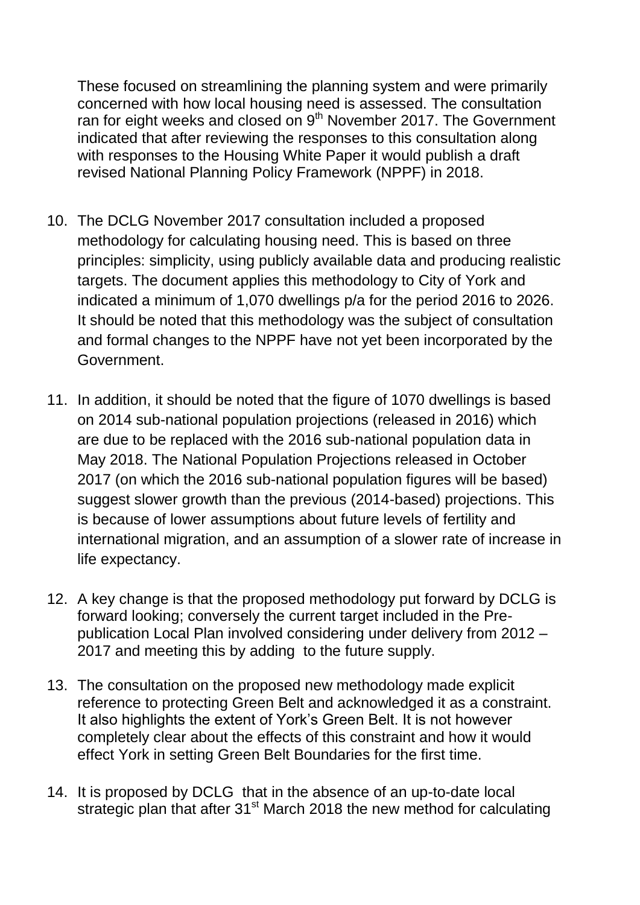These focused on streamlining the planning system and were primarily concerned with how local housing need is assessed. The consultation ran for eight weeks and closed on 9th November 2017. The Government indicated that after reviewing the responses to this consultation along with responses to the Housing White Paper it would publish a draft revised National Planning Policy Framework (NPPF) in 2018.

10. The DCLG November 2017 consultation included a proposed methodology for calculating housing need. This is based on three principles: simplicity, using publicly available data and producing realistic targets. The document applies this methodology to City of York and indicated a minimum of 1,070 dwellings p/a for the period 2016 to 2026. It should be noted that this methodology was the subject of consultation and formal changes to the NPPF have not yet been incorporated by the Government.

11. In addition, it should be noted that the figure of 1070 dwellings is based on 2014 sub-national population projections (released in 2016) which are due to be replaced with the 2016 sub-national population data in May 2018. The National Population Projections released in October 2017 (on which the 2016 sub-national population figures will be based) suggest slower growth than the previous (2014-based) projections. This is because of lower assumptions about future levels of fertility and international migration, and an assumption of a slower rate of increase in life expectancy.

12. A key change is that the proposed methodology put forward by DCLG is forward looking; conversely the current target included in the Pre-publication Local Plan involved considering under delivery from 2012 – 2017 and meeting this by adding to the future supply.

13. The consultation on the proposed new methodology made explicit reference to protecting Green Belt and acknowledged it as a constraint. It also highlights the extent of York's Green Belt. It is not however completely clear about the effects of this constraint and how it would effect York in setting Green Belt Boundaries for the first time.

14. It is proposed by DCLG that in the absence of an up-to-date local strategic plan that after 31st March 2018 the new method for calculating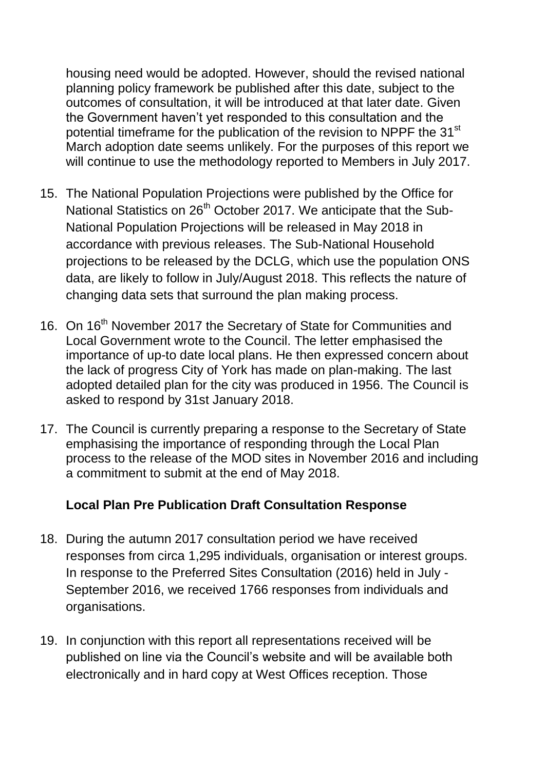housing need would be adopted. However, should the revised national planning policy framework be published after this date, subject to the outcomes of consultation, it will be introduced at that later date. Given the Government haven't yet responded to this consultation and the potential timeframe for the publication of the revision to NPPF the 31st March adoption date seems unlikely. For the purposes of this report we will continue to use the methodology reported to Members in July 2017.

15. The National Population Projections were published by the Office for National Statistics on 26th October 2017. We anticipate that the Sub-National Population Projections will be released in May 2018 in accordance with previous releases. The Sub-National Household projections to be released by the DCLG, which use the population ONS data, are likely to follow in July/August 2018. This reflects the nature of changing data sets that surround the plan making process.

16. On 16th November 2017 the Secretary of State for Communities and Local Government wrote to the Council. The letter emphasised the importance of up-to date local plans. He then expressed concern about the lack of progress City of York has made on plan-making. The last adopted detailed plan for the city was produced in 1956. The Council is asked to respond by 31st January 2018.

17. The Council is currently preparing a response to the Secretary of State emphasising the importance of responding through the Local Plan process to the release of the MOD sites in November 2016 and including a commitment to submit at the end of May 2018.

**Local Plan Pre Publication Draft Consultation Response**

18. During the autumn 2017 consultation period we have received responses from circa 1,295 individuals, organisation or interest groups. In response to the Preferred Sites Consultation (2016) held in July - September 2016, we received 1766 responses from individuals and organisations.

19. In conjunction with this report all representations received will be published on line via the Council's website and will be available both electronically and in hard copy at West Offices reception. Those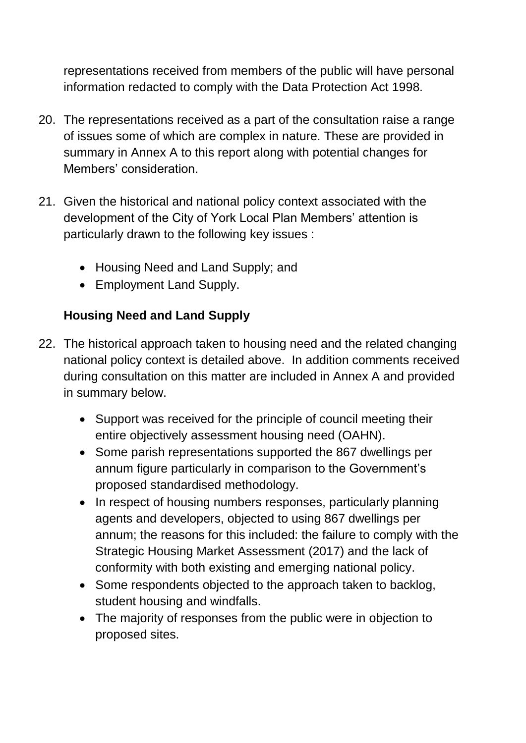representations received from members of the public will have personal information redacted to comply with the Data Protection Act 1998.

20. The representations received as a part of the consultation raise a range of issues some of which are complex in nature. These are provided in summary in Annex A to this report along with potential changes for Members' consideration.

21. Given the historical and national policy context associated with the development of the City of York Local Plan Members' attention is particularly drawn to the following key issues :

    - Housing Need and Land Supply; and
    - Employment Land Supply.

**Housing Need and Land Supply**

22. The historical approach taken to housing need and the related changing national policy context is detailed above. In addition comments received during consultation on this matter are included in Annex A and provided in summary below.

    - Support was received for the principle of council meeting their entire objectively assessment housing need (OAHN).
    - Some parish representations supported the 867 dwellings per annum figure particularly in comparison to the Government's proposed standardised methodology.
    - In respect of housing numbers responses, particularly planning agents and developers, objected to using 867 dwellings per annum; the reasons for this included: the failure to comply with the Strategic Housing Market Assessment (2017) and the lack of conformity with both existing and emerging national policy.
    - Some respondents objected to the approach taken to backlog, student housing and windfalls.
    - The majority of responses from the public were in objection to proposed sites.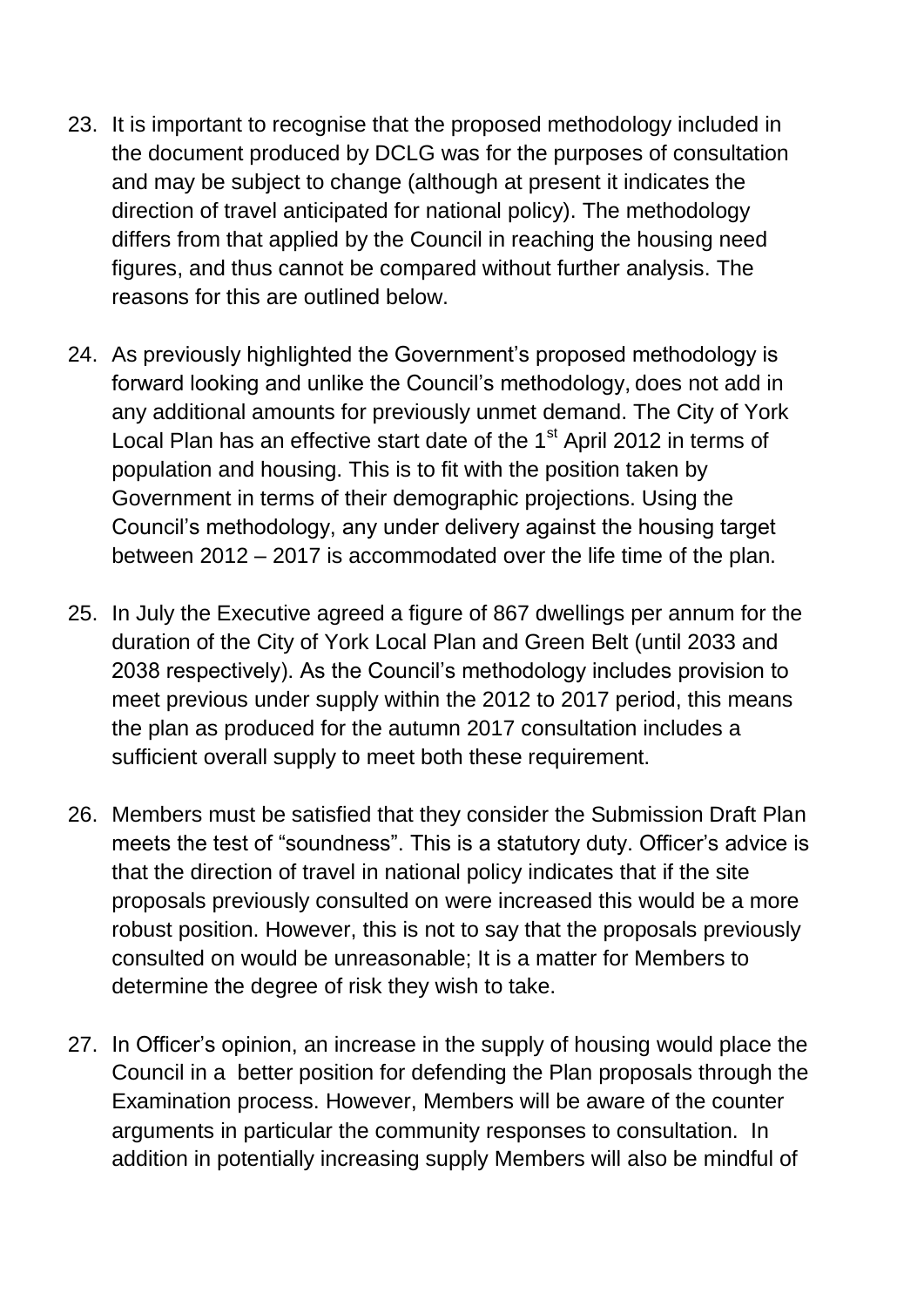23. It is important to recognise that the proposed methodology included in the document produced by DCLG was for the purposes of consultation and may be subject to change (although at present it indicates the direction of travel anticipated for national policy). The methodology differs from that applied by the Council in reaching the housing need figures, and thus cannot be compared without further analysis. The reasons for this are outlined below.

24. As previously highlighted the Government's proposed methodology is forward looking and unlike the Council's methodology, does not add in any additional amounts for previously unmet demand. The City of York Local Plan has an effective start date of the 1st April 2012 in terms of population and housing. This is to fit with the position taken by Government in terms of their demographic projections. Using the Council's methodology, any under delivery against the housing target between 2012 – 2017 is accommodated over the life time of the plan.

25. In July the Executive agreed a figure of 867 dwellings per annum for the duration of the City of York Local Plan and Green Belt (until 2033 and 2038 respectively). As the Council's methodology includes provision to meet previous under supply within the 2012 to 2017 period, this means the plan as produced for the autumn 2017 consultation includes a sufficient overall supply to meet both these requirement.

26. Members must be satisfied that they consider the Submission Draft Plan meets the test of "soundness". This is a statutory duty. Officer's advice is that the direction of travel in national policy indicates that if the site proposals previously consulted on were increased this would be a more robust position. However, this is not to say that the proposals previously consulted on would be unreasonable; It is a matter for Members to determine the degree of risk they wish to take.

27. In Officer's opinion, an increase in the supply of housing would place the Council in a better position for defending the Plan proposals through the Examination process. However, Members will be aware of the counter arguments in particular the community responses to consultation. In addition in potentially increasing supply Members will also be mindful of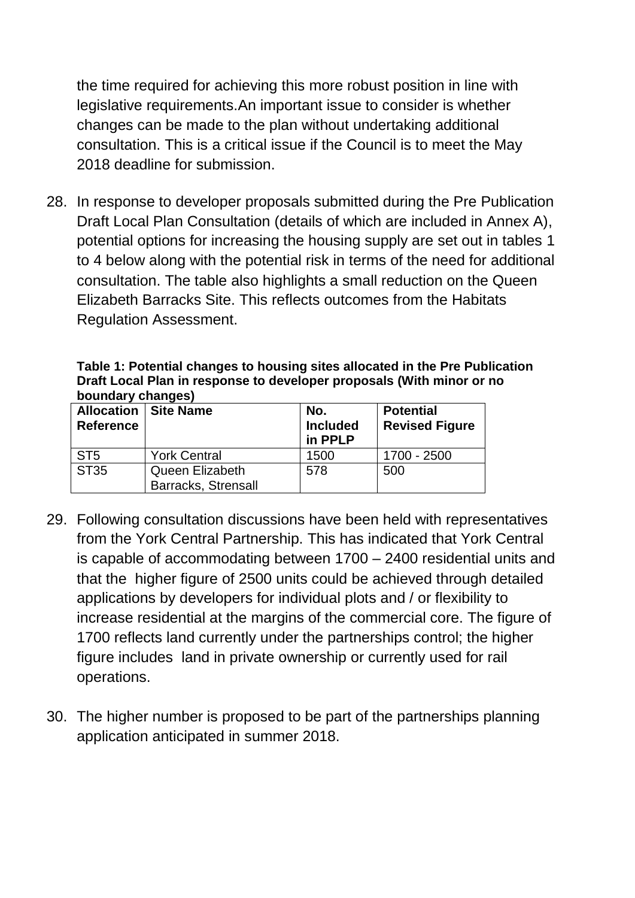the time required for achieving this more robust position in line with legislative requirements.An important issue to consider is whether changes can be made to the plan without undertaking additional consultation. This is a critical issue if the Council is to meet the May 2018 deadline for submission.

28. In response to developer proposals submitted during the Pre Publication Draft Local Plan Consultation (details of which are included in Annex A), potential options for increasing the housing supply are set out in tables 1 to 4 below along with the potential risk in terms of the need for additional consultation. The table also highlights a small reduction on the Queen Elizabeth Barracks Site. This reflects outcomes from the Habitats Regulation Assessment.

**Table 1: Potential changes to housing sites allocated in the Pre Publication Draft Local Plan in response to developer proposals (With minor or no boundary changes)**

| Allocation Reference | Site Name | No. Included in PPLP | Potential Revised Figure |
|---|---|---|---|
| ST5 | York Central | 1500 | 1700 - 2500 |
| ST35 | Queen Elizabeth Barracks, Strensall | 578 | 500 |

29. Following consultation discussions have been held with representatives from the York Central Partnership. This has indicated that York Central is capable of accommodating between 1700 – 2400 residential units and that the higher figure of 2500 units could be achieved through detailed applications by developers for individual plots and / or flexibility to increase residential at the margins of the commercial core. The figure of 1700 reflects land currently under the partnerships control; the higher figure includes land in private ownership or currently used for rail operations.

30. The higher number is proposed to be part of the partnerships planning application anticipated in summer 2018.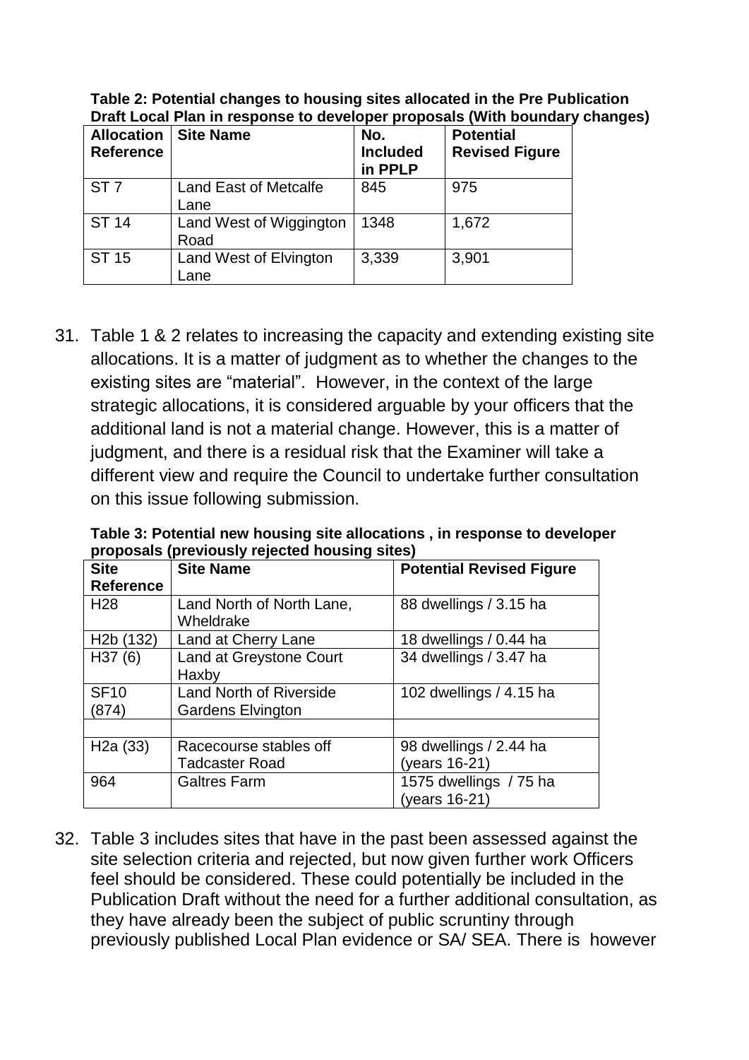**Table 2: Potential changes to housing sites allocated in the Pre Publication Draft Local Plan in response to developer proposals (With boundary changes)**

| Allocation Reference | Site Name | No. Included in PPLP | Potential Revised Figure |
|---|---|---|---|
| ST 7 | Land East of Metcalfe Lane | 845 | 975 |
| ST 14 | Land West of Wiggington Road | 1348 | 1,672 |
| ST 15 | Land West of Elvington Lane | 3,339 | 3,901 |

31. Table 1 & 2 relates to increasing the capacity and extending existing site allocations. It is a matter of judgment as to whether the changes to the existing sites are "material". However, in the context of the large strategic allocations, it is considered arguable by your officers that the additional land is not a material change. However, this is a matter of judgment, and there is a residual risk that the Examiner will take a different view and require the Council to undertake further consultation on this issue following submission.

**Table 3: Potential new housing site allocations , in response to developer proposals (previously rejected housing sites)**

| Site Reference | Site Name | Potential Revised Figure |
|---|---|---|
| H28 | Land North of North Lane, Wheldrake | 88 dwellings / 3.15 ha |
| H2b (132) | Land at Cherry Lane | 18 dwellings / 0.44 ha |
| H37 (6) | Land at Greystone Court Haxby | 34 dwellings / 3.47 ha |
| SF10 (874) | Land North of Riverside Gardens Elvington | 102 dwellings / 4.15 ha |
| | | |
| H2a (33) | Racecourse stables off Tadcaster Road | 98 dwellings / 2.44 ha (years 16-21) |
| 964 | Galtres Farm | 1575 dwellings / 75 ha (years 16-21) |

32. Table 3 includes sites that have in the past been assessed against the site selection criteria and rejected, but now given further work Officers feel should be considered. These could potentially be included in the Publication Draft without the need for a further additional consultation, as they have already been the subject of public scruntiny through previously published Local Plan evidence or SA/ SEA. There is however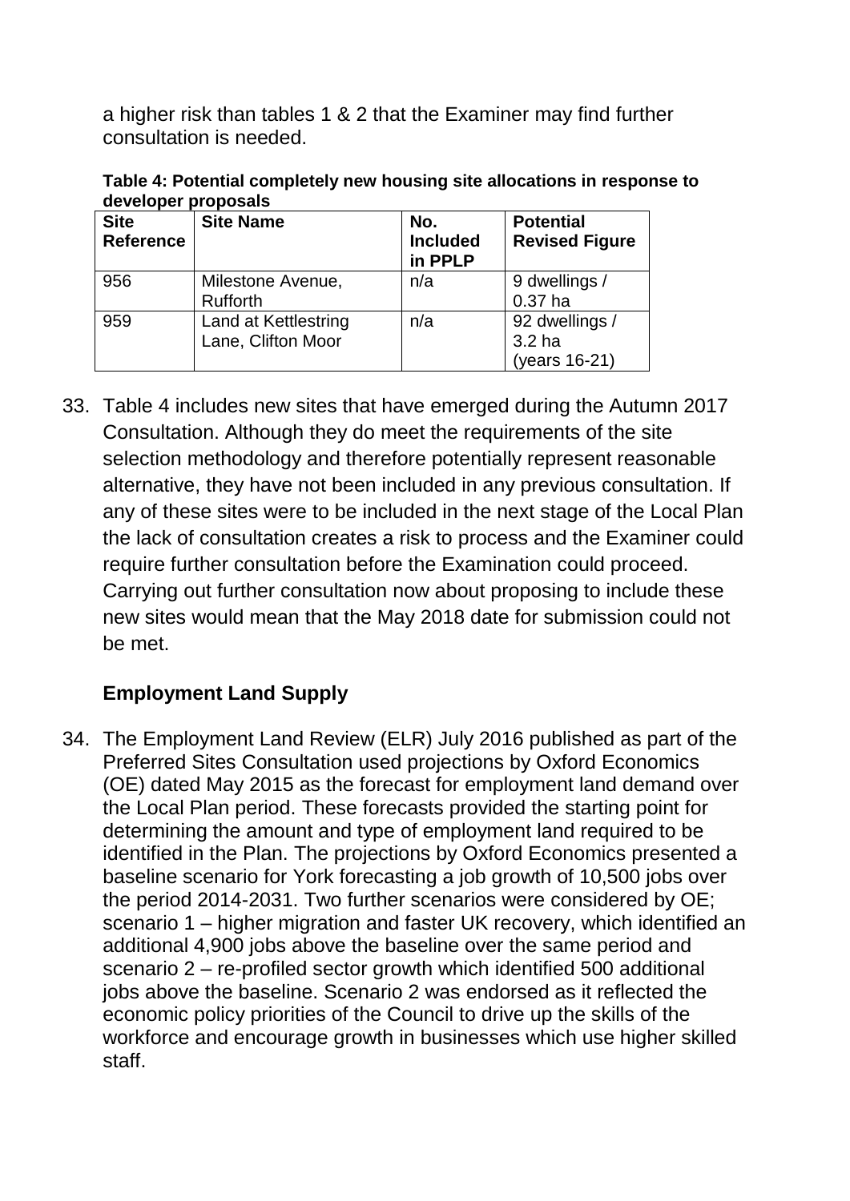a higher risk than tables 1 & 2 that the Examiner may find further consultation is needed.

**Table 4: Potential completely new housing site allocations in response to developer proposals**

| Site Reference | Site Name | No. Included in PPLP | Potential Revised Figure |
|---|---|---|---|
| 956 | Milestone Avenue, Rufforth | n/a | 9 dwellings / 0.37 ha |
| 959 | Land at Kettlestring Lane, Clifton Moor | n/a | 92 dwellings / 3.2 ha (years 16-21) |

33. Table 4 includes new sites that have emerged during the Autumn 2017 Consultation. Although they do meet the requirements of the site selection methodology and therefore potentially represent reasonable alternative, they have not been included in any previous consultation. If any of these sites were to be included in the next stage of the Local Plan the lack of consultation creates a risk to process and the Examiner could require further consultation before the Examination could proceed. Carrying out further consultation now about proposing to include these new sites would mean that the May 2018 date for submission could not be met.

### Employment Land Supply

34. The Employment Land Review (ELR) July 2016 published as part of the Preferred Sites Consultation used projections by Oxford Economics (OE) dated May 2015 as the forecast for employment land demand over the Local Plan period. These forecasts provided the starting point for determining the amount and type of employment land required to be identified in the Plan. The projections by Oxford Economics presented a baseline scenario for York forecasting a job growth of 10,500 jobs over the period 2014-2031. Two further scenarios were considered by OE; scenario 1 – higher migration and faster UK recovery, which identified an additional 4,900 jobs above the baseline over the same period and scenario 2 – re-profiled sector growth which identified 500 additional jobs above the baseline. Scenario 2 was endorsed as it reflected the economic policy priorities of the Council to drive up the skills of the workforce and encourage growth in businesses which use higher skilled staff.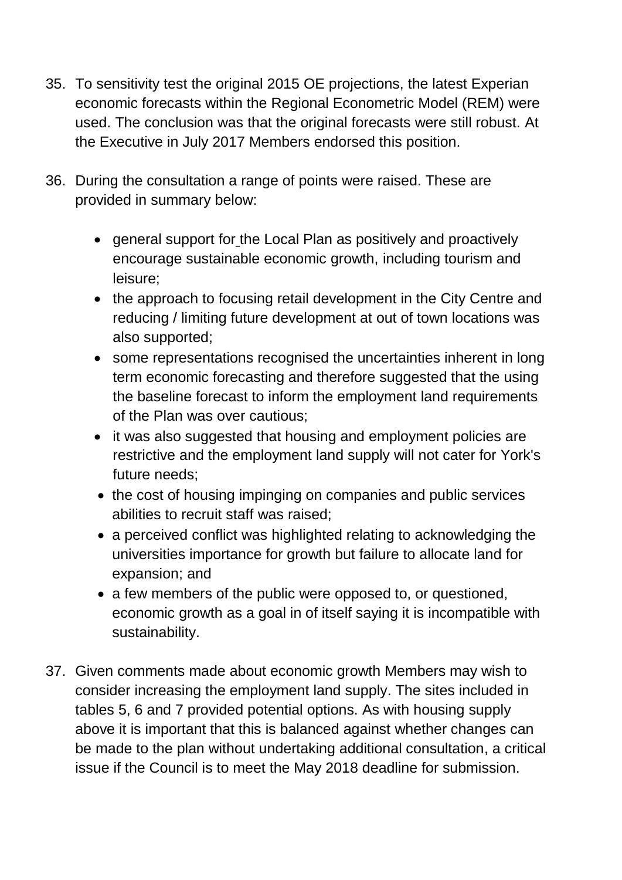35. To sensitivity test the original 2015 OE projections, the latest Experian economic forecasts within the Regional Econometric Model (REM) were used. The conclusion was that the original forecasts were still robust. At the Executive in July 2017 Members endorsed this position.

36. During the consultation a range of points were raised. These are provided in summary below:

    - general support for the Local Plan as positively and proactively encourage sustainable economic growth, including tourism and leisure;
    - the approach to focusing retail development in the City Centre and reducing / limiting future development at out of town locations was also supported;
    - some representations recognised the uncertainties inherent in long term economic forecasting and therefore suggested that the using the baseline forecast to inform the employment land requirements of the Plan was over cautious;
    - it was also suggested that housing and employment policies are restrictive and the employment land supply will not cater for York's future needs;
    - the cost of housing impinging on companies and public services abilities to recruit staff was raised;
    - a perceived conflict was highlighted relating to acknowledging the universities importance for growth but failure to allocate land for expansion; and
    - a few members of the public were opposed to, or questioned, economic growth as a goal in of itself saying it is incompatible with sustainability.

37. Given comments made about economic growth Members may wish to consider increasing the employment land supply. The sites included in tables 5, 6 and 7 provided potential options. As with housing supply above it is important that this is balanced against whether changes can be made to the plan without undertaking additional consultation, a critical issue if the Council is to meet the May 2018 deadline for submission.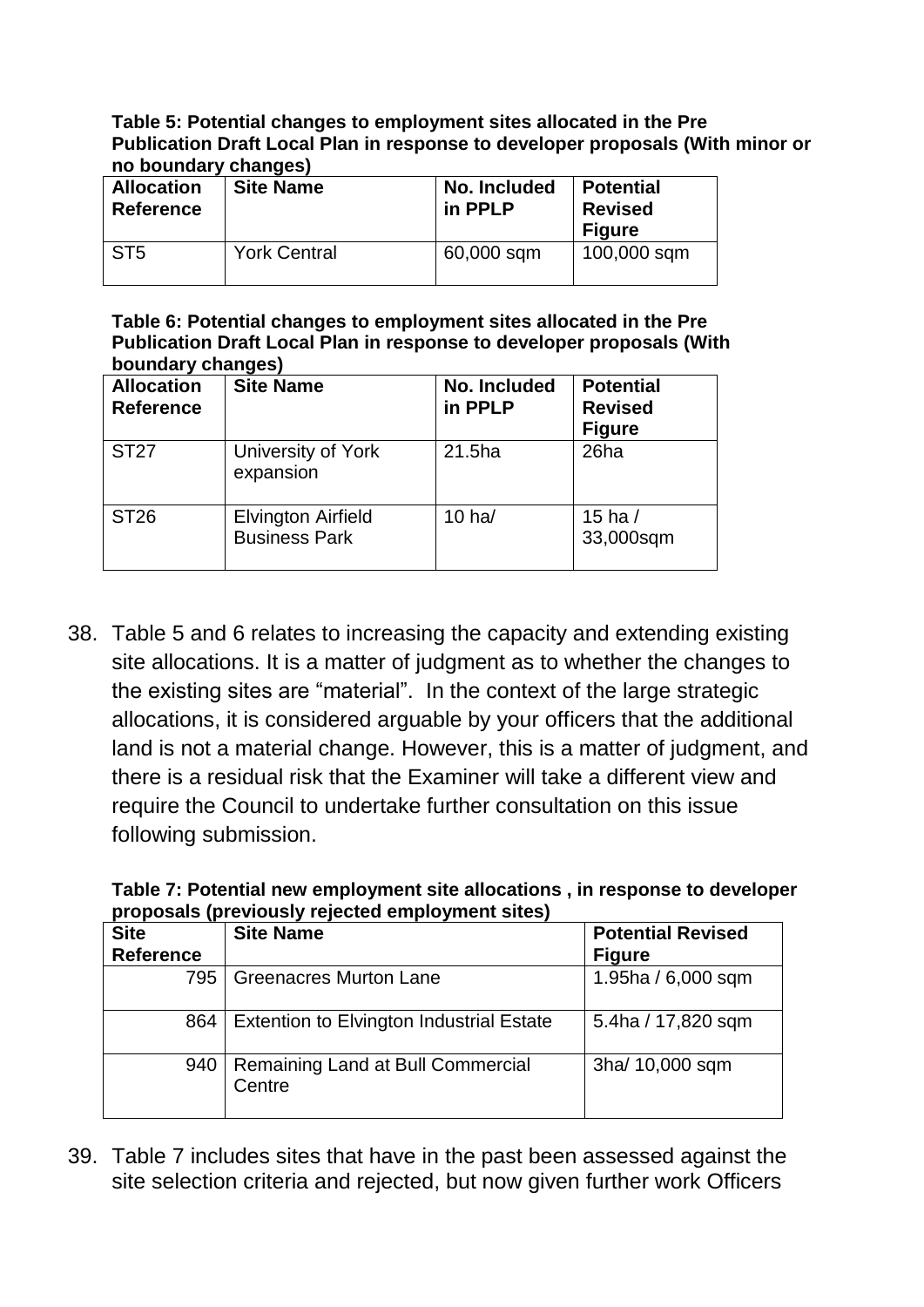**Table 5: Potential changes to employment sites allocated in the Pre Publication Draft Local Plan in response to developer proposals (With minor or no boundary changes)**

| Allocation Reference | Site Name | No. Included in PPLP | Potential Revised Figure |
|---|---|---|---|
| ST5 | York Central | 60,000 sqm | 100,000 sqm |

**Table 6: Potential changes to employment sites allocated in the Pre Publication Draft Local Plan in response to developer proposals (With boundary changes)**

| Allocation Reference | Site Name | No. Included in PPLP | Potential Revised Figure |
|---|---|---|---|
| ST27 | University of York expansion | 21.5ha | 26ha |
| ST26 | Elvington Airfield Business Park | 10 ha/ | 15 ha / 33,000sqm |

38. Table 5 and 6 relates to increasing the capacity and extending existing site allocations. It is a matter of judgment as to whether the changes to the existing sites are "material". In the context of the large strategic allocations, it is considered arguable by your officers that the additional land is not a material change. However, this is a matter of judgment, and there is a residual risk that the Examiner will take a different view and require the Council to undertake further consultation on this issue following submission.

**Table 7: Potential new employment site allocations , in response to developer proposals (previously rejected employment sites)**

| Site Reference | Site Name | Potential Revised Figure |
|---|---|---|
| 795 | Greenacres Murton Lane | 1.95ha / 6,000 sqm |
| 864 | Extention to Elvington Industrial Estate | 5.4ha / 17,820 sqm |
| 940 | Remaining Land at Bull Commercial Centre | 3ha/ 10,000 sqm |

39. Table 7 includes sites that have in the past been assessed against the site selection criteria and rejected, but now given further work Officers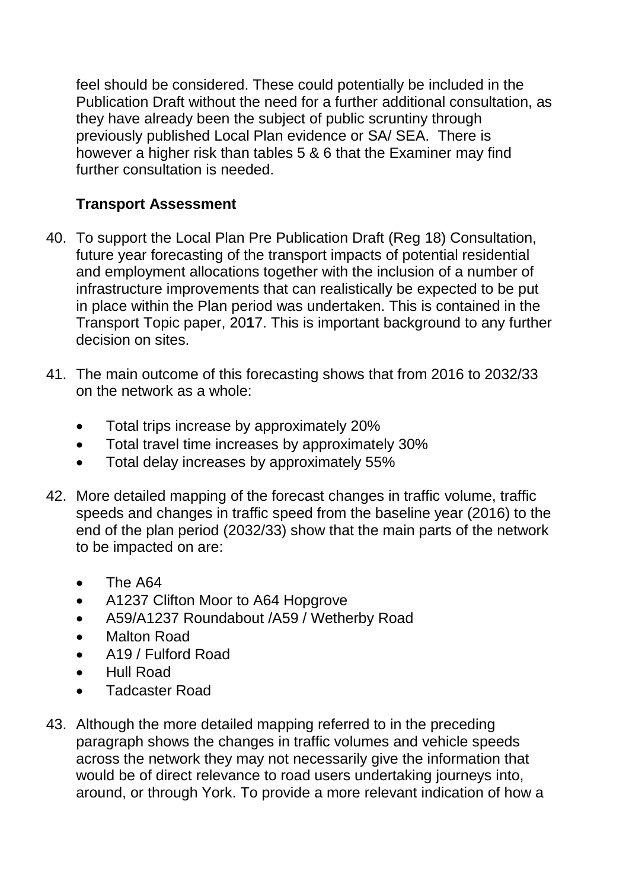feel should be considered. These could potentially be included in the Publication Draft without the need for a further additional consultation, as they have already been the subject of public scruntiny through previously published Local Plan evidence or SA/ SEA. There is however a higher risk than tables 5 & 6 that the Examiner may find further consultation is needed.

**Transport Assessment**

40. To support the Local Plan Pre Publication Draft (Reg 18) Consultation, future year forecasting of the transport impacts of potential residential and employment allocations together with the inclusion of a number of infrastructure improvements that can realistically be expected to be put in place within the Plan period was undertaken. This is contained in the Transport Topic paper, 20**1**7. This is important background to any further decision on sites.

41. The main outcome of this forecasting shows that from 2016 to 2032/33 on the network as a whole:

    - Total trips increase by approximately 20%
    - Total travel time increases by approximately 30%
    - Total delay increases by approximately 55%

42. More detailed mapping of the forecast changes in traffic volume, traffic speeds and changes in traffic speed from the baseline year (2016) to the end of the plan period (2032/33) show that the main parts of the network to be impacted on are:

    - The A64
    - A1237 Clifton Moor to A64 Hopgrove
    - A59/A1237 Roundabout /A59 / Wetherby Road
    - Malton Road
    - A19 / Fulford Road
    - Hull Road
    - Tadcaster Road

43. Although the more detailed mapping referred to in the preceding paragraph shows the changes in traffic volumes and vehicle speeds across the network they may not necessarily give the information that would be of direct relevance to road users undertaking journeys into, around, or through York. To provide a more relevant indication of how a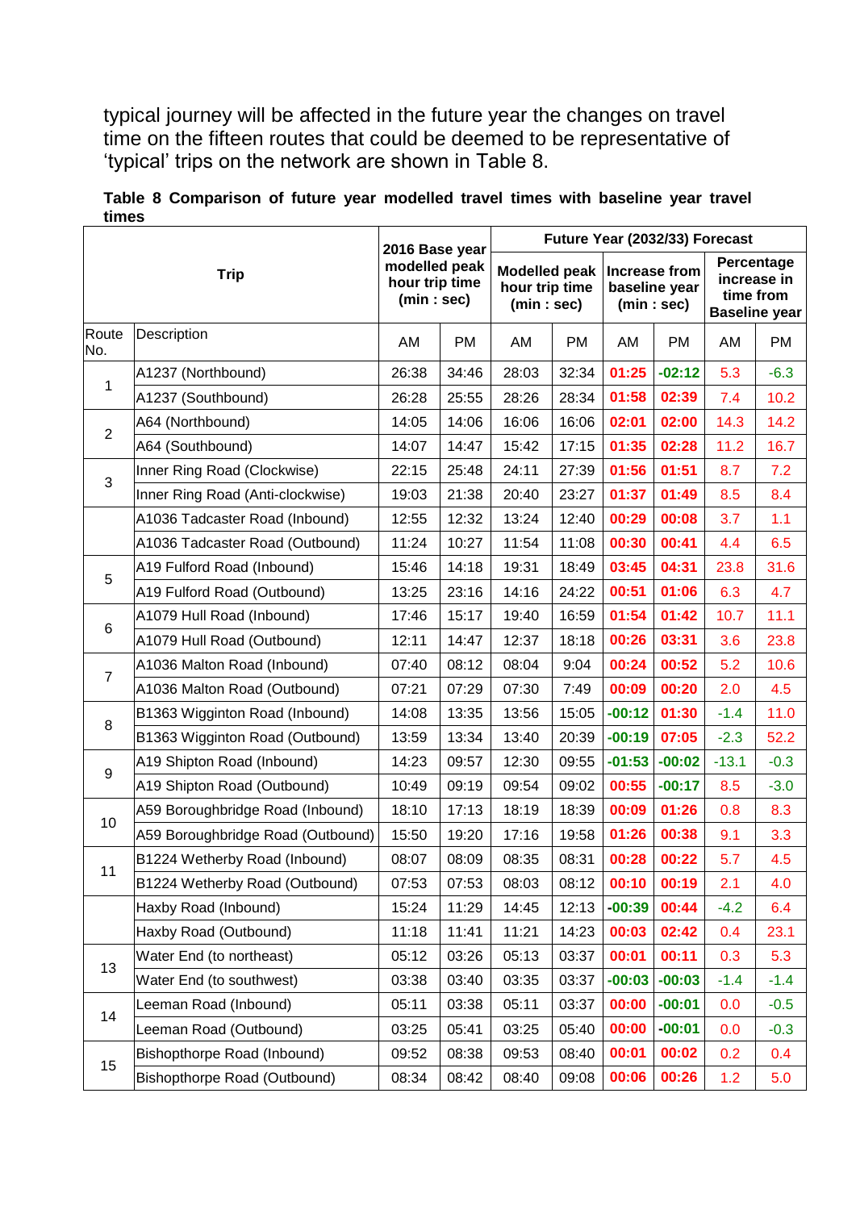typical journey will be affected in the future year the changes on travel time on the fifteen routes that could be deemed to be representative of 'typical' trips on the network are shown in Table 8.

**Table 8 Comparison of future year modelled travel times with baseline year travel times**

| Trip | | 2016 Base year modelled peak hour trip time (min : sec) | | Future Year (2032/33) Forecast | | | | | |
|---|---|---|---|---|---|---|---|---|---|
| | | | | Modelled peak hour trip time (min : sec) | | Increase from baseline year (min : sec) | | Percentage increase in time from Baseline year | |
| Route No. | Description | AM | PM | AM | PM | AM | PM | AM | PM |
| 1 | A1237 (Northbound) | 26:38 | 34:46 | 28:03 | 32:34 | 01:25 | -02:12 | 5.3 | -6.3 |
| | A1237 (Southbound) | 26:28 | 25:55 | 28:26 | 28:34 | 01:58 | 02:39 | 7.4 | 10.2 |
| 2 | A64 (Northbound) | 14:05 | 14:06 | 16:06 | 16:06 | 02:01 | 02:00 | 14.3 | 14.2 |
| | A64 (Southbound) | 14:07 | 14:47 | 15:42 | 17:15 | 01:35 | 02:28 | 11.2 | 16.7 |
| 3 | Inner Ring Road (Clockwise) | 22:15 | 25:48 | 24:11 | 27:39 | 01:56 | 01:51 | 8.7 | 7.2 |
| | Inner Ring Road (Anti-clockwise) | 19:03 | 21:38 | 20:40 | 23:27 | 01:37 | 01:49 | 8.5 | 8.4 |
| | A1036 Tadcaster Road (Inbound) | 12:55 | 12:32 | 13:24 | 12:40 | 00:29 | 00:08 | 3.7 | 1.1 |
| | A1036 Tadcaster Road (Outbound) | 11:24 | 10:27 | 11:54 | 11:08 | 00:30 | 00:41 | 4.4 | 6.5 |
| 5 | A19 Fulford Road (Inbound) | 15:46 | 14:18 | 19:31 | 18:49 | 03:45 | 04:31 | 23.8 | 31.6 |
| | A19 Fulford Road (Outbound) | 13:25 | 23:16 | 14:16 | 24:22 | 00:51 | 01:06 | 6.3 | 4.7 |
| 6 | A1079 Hull Road (Inbound) | 17:46 | 15:17 | 19:40 | 16:59 | 01:54 | 01:42 | 10.7 | 11.1 |
| | A1079 Hull Road (Outbound) | 12:11 | 14:47 | 12:37 | 18:18 | 00:26 | 03:31 | 3.6 | 23.8 |
| 7 | A1036 Malton Road (Inbound) | 07:40 | 08:12 | 08:04 | 9:04 | 00:24 | 00:52 | 5.2 | 10.6 |
| | A1036 Malton Road (Outbound) | 07:21 | 07:29 | 07:30 | 7:49 | 00:09 | 00:20 | 2.0 | 4.5 |
| 8 | B1363 Wigginton Road (Inbound) | 14:08 | 13:35 | 13:56 | 15:05 | -00:12 | 01:30 | -1.4 | 11.0 |
| | B1363 Wigginton Road (Outbound) | 13:59 | 13:34 | 13:40 | 20:39 | -00:19 | 07:05 | -2.3 | 52.2 |
| 9 | A19 Shipton Road (Inbound) | 14:23 | 09:57 | 12:30 | 09:55 | -01:53 | -00:02 | -13.1 | -0.3 |
| | A19 Shipton Road (Outbound) | 10:49 | 09:19 | 09:54 | 09:02 | 00:55 | -00:17 | 8.5 | -3.0 |
| 10 | A59 Boroughbridge Road (Inbound) | 18:10 | 17:13 | 18:19 | 18:39 | 00:09 | 01:26 | 0.8 | 8.3 |
| | A59 Boroughbridge Road (Outbound) | 15:50 | 19:20 | 17:16 | 19:58 | 01:26 | 00:38 | 9.1 | 3.3 |
| 11 | B1224 Wetherby Road (Inbound) | 08:07 | 08:09 | 08:35 | 08:31 | 00:28 | 00:22 | 5.7 | 4.5 |
| | B1224 Wetherby Road (Outbound) | 07:53 | 07:53 | 08:03 | 08:12 | 00:10 | 00:19 | 2.1 | 4.0 |
| | Haxby Road (Inbound) | 15:24 | 11:29 | 14:45 | 12:13 | -00:39 | 00:44 | -4.2 | 6.4 |
| | Haxby Road (Outbound) | 11:18 | 11:41 | 11:21 | 14:23 | 00:03 | 02:42 | 0.4 | 23.1 |
| 13 | Water End (to northeast) | 05:12 | 03:26 | 05:13 | 03:37 | 00:01 | 00:11 | 0.3 | 5.3 |
| | Water End (to southwest) | 03:38 | 03:40 | 03:35 | 03:37 | -00:03 | -00:03 | -1.4 | -1.4 |
| 14 | Leeman Road (Inbound) | 05:11 | 03:38 | 05:11 | 03:37 | 00:00 | -00:01 | 0.0 | -0.5 |
| | Leeman Road (Outbound) | 03:25 | 05:41 | 03:25 | 05:40 | 00:00 | -00:01 | 0.0 | -0.3 |
| 15 | Bishopthorpe Road (Inbound) | 09:52 | 08:38 | 09:53 | 08:40 | 00:01 | 00:02 | 0.2 | 0.4 |
| | Bishopthorpe Road (Outbound) | 08:34 | 08:42 | 08:40 | 09:08 | 00:06 | 00:26 | 1.2 | 5.0 |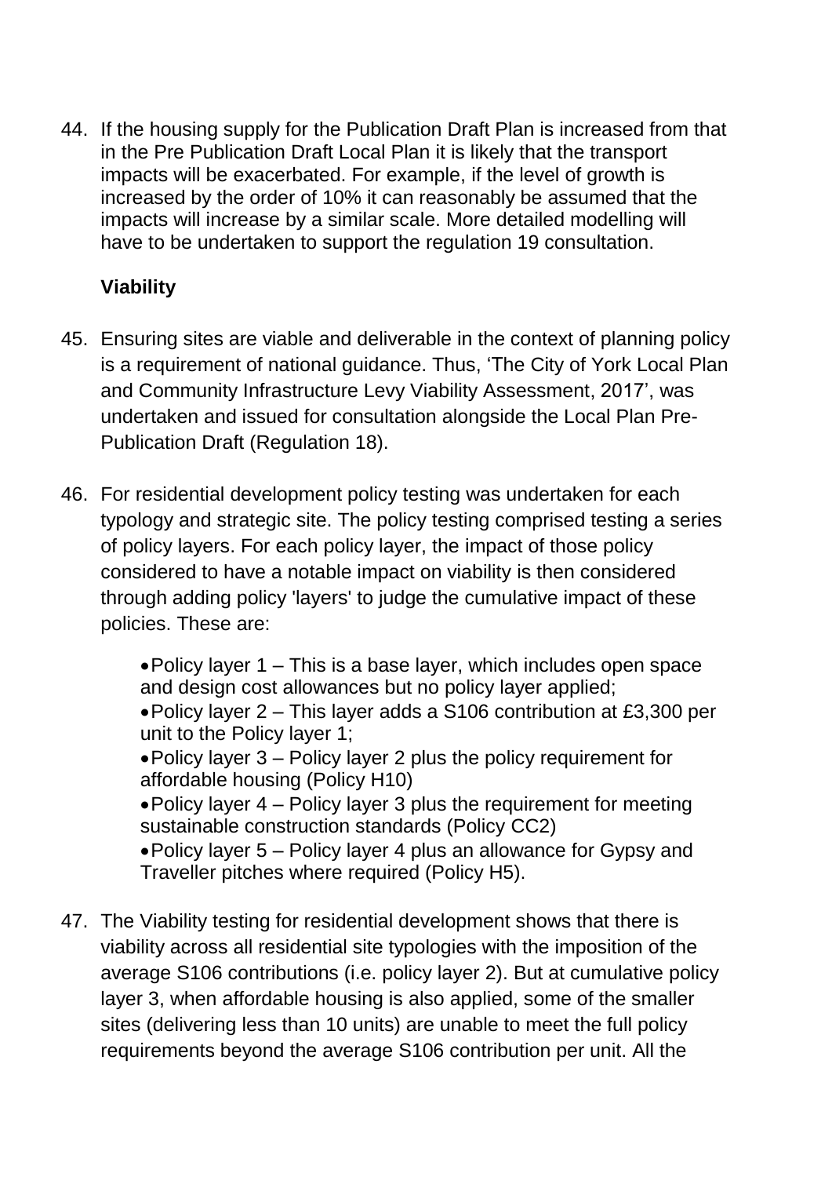44. If the housing supply for the Publication Draft Plan is increased from that in the Pre Publication Draft Local Plan it is likely that the transport impacts will be exacerbated. For example, if the level of growth is increased by the order of 10% it can reasonably be assumed that the impacts will increase by a similar scale. More detailed modelling will have to be undertaken to support the regulation 19 consultation.

**Viability**

45. Ensuring sites are viable and deliverable in the context of planning policy is a requirement of national guidance. Thus, 'The City of York Local Plan and Community Infrastructure Levy Viability Assessment, 2017', was undertaken and issued for consultation alongside the Local Plan Pre-Publication Draft (Regulation 18).

46. For residential development policy testing was undertaken for each typology and strategic site. The policy testing comprised testing a series of policy layers. For each policy layer, the impact of those policy considered to have a notable impact on viability is then considered through adding policy 'layers' to judge the cumulative impact of these policies. These are:

    - Policy layer 1 – This is a base layer, which includes open space and design cost allowances but no policy layer applied;
    - Policy layer 2 – This layer adds a S106 contribution at £3,300 per unit to the Policy layer 1;
    - Policy layer 3 – Policy layer 2 plus the policy requirement for affordable housing (Policy H10)
    - Policy layer 4 – Policy layer 3 plus the requirement for meeting sustainable construction standards (Policy CC2)
    - Policy layer 5 – Policy layer 4 plus an allowance for Gypsy and Traveller pitches where required (Policy H5).

47. The Viability testing for residential development shows that there is viability across all residential site typologies with the imposition of the average S106 contributions (i.e. policy layer 2). But at cumulative policy layer 3, when affordable housing is also applied, some of the smaller sites (delivering less than 10 units) are unable to meet the full policy requirements beyond the average S106 contribution per unit. All the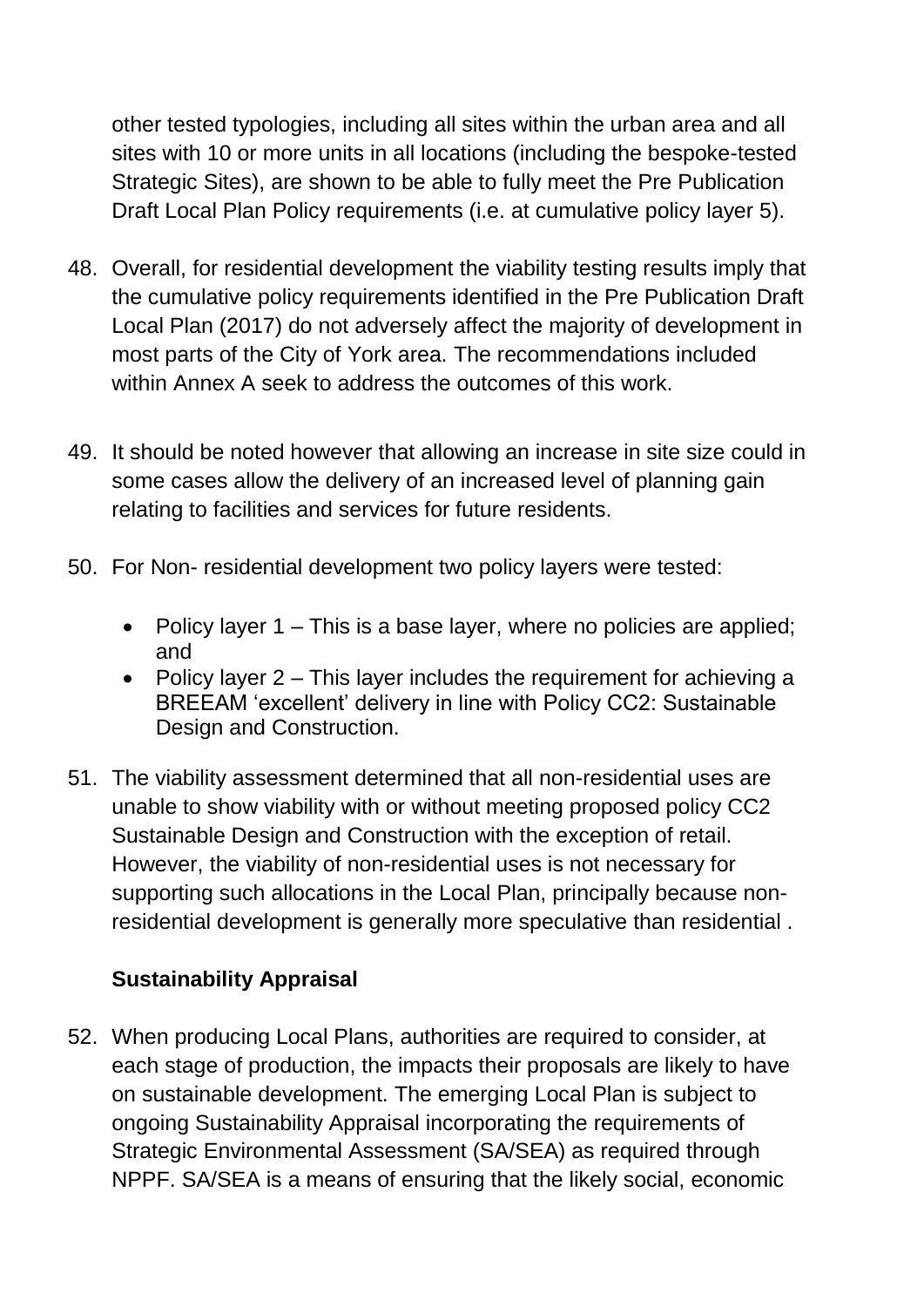other tested typologies, including all sites within the urban area and all sites with 10 or more units in all locations (including the bespoke-tested Strategic Sites), are shown to be able to fully meet the Pre Publication Draft Local Plan Policy requirements (i.e. at cumulative policy layer 5).

48. Overall, for residential development the viability testing results imply that the cumulative policy requirements identified in the Pre Publication Draft Local Plan (2017) do not adversely affect the majority of development in most parts of the City of York area. The recommendations included within Annex A seek to address the outcomes of this work.

49. It should be noted however that allowing an increase in site size could in some cases allow the delivery of an increased level of planning gain relating to facilities and services for future residents.

50. For Non- residential development two policy layers were tested:

    - Policy layer 1 – This is a base layer, where no policies are applied; and
    - Policy layer 2 – This layer includes the requirement for achieving a BREEAM 'excellent' delivery in line with Policy CC2: Sustainable Design and Construction.

51. The viability assessment determined that all non-residential uses are unable to show viability with or without meeting proposed policy CC2 Sustainable Design and Construction with the exception of retail. However, the viability of non-residential uses is not necessary for supporting such allocations in the Local Plan, principally because non-residential development is generally more speculative than residential .

### Sustainability Appraisal

52. When producing Local Plans, authorities are required to consider, at each stage of production, the impacts their proposals are likely to have on sustainable development. The emerging Local Plan is subject to ongoing Sustainability Appraisal incorporating the requirements of Strategic Environmental Assessment (SA/SEA) as required through NPPF. SA/SEA is a means of ensuring that the likely social, economic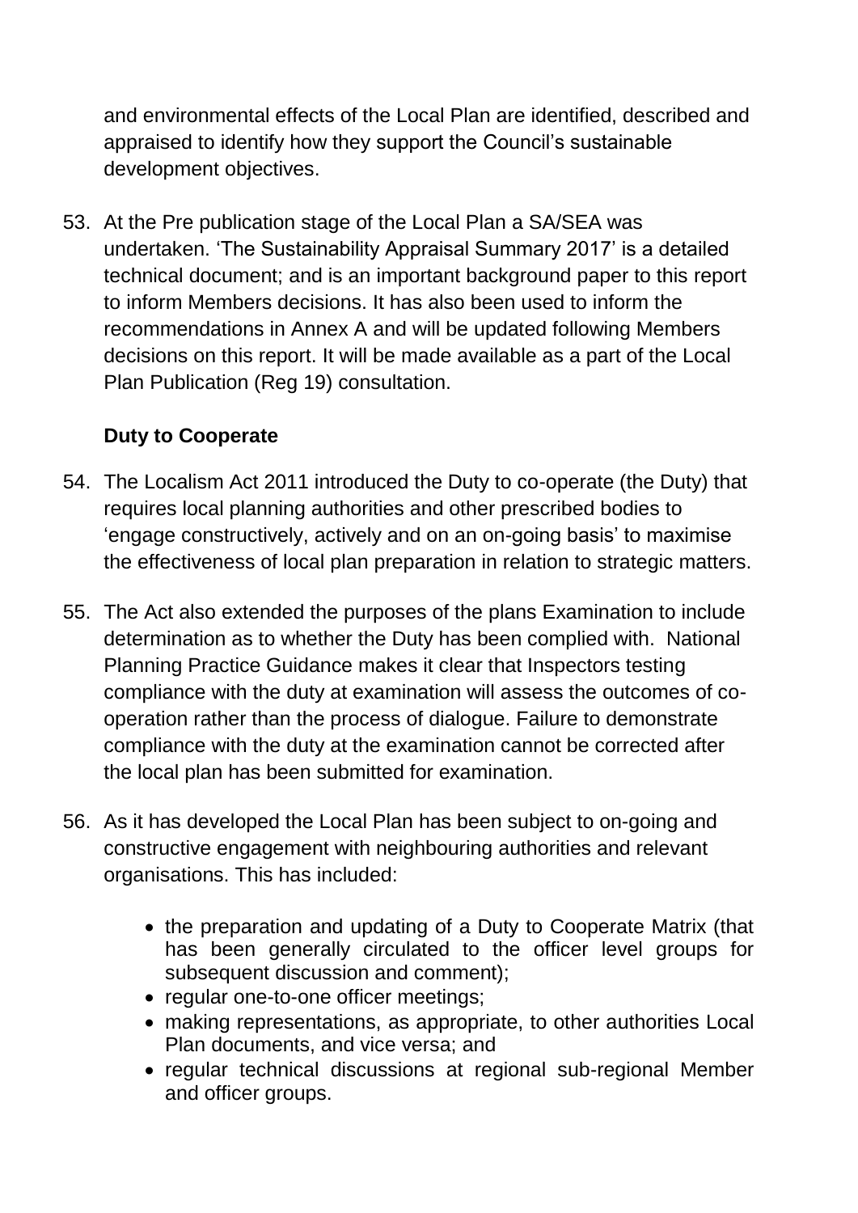and environmental effects of the Local Plan are identified, described and appraised to identify how they support the Council's sustainable development objectives.

53. At the Pre publication stage of the Local Plan a SA/SEA was undertaken. 'The Sustainability Appraisal Summary 2017' is a detailed technical document; and is an important background paper to this report to inform Members decisions. It has also been used to inform the recommendations in Annex A and will be updated following Members decisions on this report. It will be made available as a part of the Local Plan Publication (Reg 19) consultation.

**Duty to Cooperate**

54. The Localism Act 2011 introduced the Duty to co-operate (the Duty) that requires local planning authorities and other prescribed bodies to 'engage constructively, actively and on an on-going basis' to maximise the effectiveness of local plan preparation in relation to strategic matters.

55. The Act also extended the purposes of the plans Examination to include determination as to whether the Duty has been complied with. National Planning Practice Guidance makes it clear that Inspectors testing compliance with the duty at examination will assess the outcomes of co-operation rather than the process of dialogue. Failure to demonstrate compliance with the duty at the examination cannot be corrected after the local plan has been submitted for examination.

56. As it has developed the Local Plan has been subject to on-going and constructive engagement with neighbouring authorities and relevant organisations. This has included:

    - the preparation and updating of a Duty to Cooperate Matrix (that has been generally circulated to the officer level groups for subsequent discussion and comment);
    - regular one-to-one officer meetings;
    - making representations, as appropriate, to other authorities Local Plan documents, and vice versa; and
    - regular technical discussions at regional sub-regional Member and officer groups.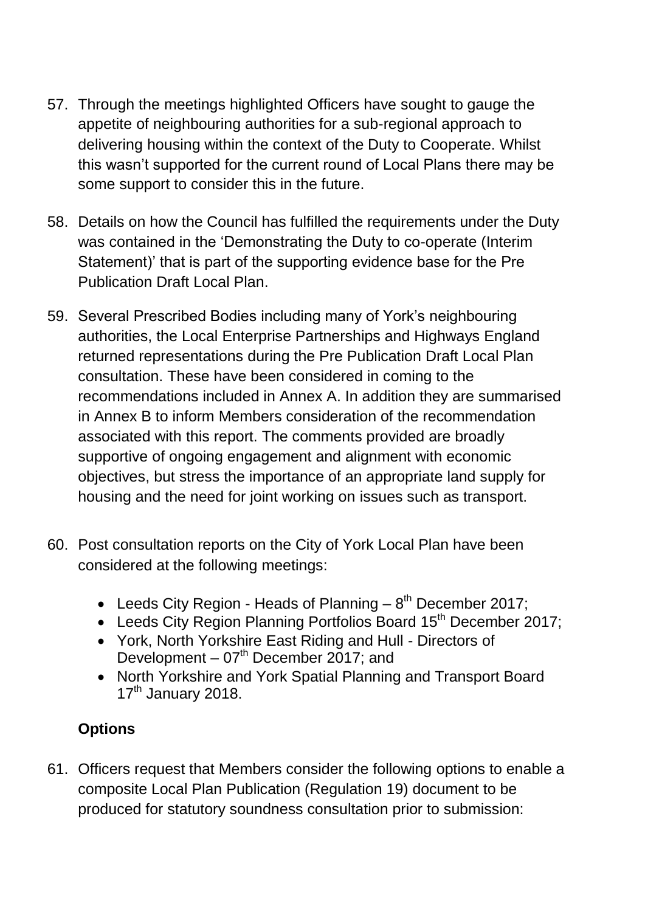57. Through the meetings highlighted Officers have sought to gauge the appetite of neighbouring authorities for a sub-regional approach to delivering housing within the context of the Duty to Cooperate. Whilst this wasn't supported for the current round of Local Plans there may be some support to consider this in the future.

58. Details on how the Council has fulfilled the requirements under the Duty was contained in the 'Demonstrating the Duty to co-operate (Interim Statement)' that is part of the supporting evidence base for the Pre Publication Draft Local Plan.

59. Several Prescribed Bodies including many of York's neighbouring authorities, the Local Enterprise Partnerships and Highways England returned representations during the Pre Publication Draft Local Plan consultation. These have been considered in coming to the recommendations included in Annex A. In addition they are summarised in Annex B to inform Members consideration of the recommendation associated with this report. The comments provided are broadly supportive of ongoing engagement and alignment with economic objectives, but stress the importance of an appropriate land supply for housing and the need for joint working on issues such as transport.

60. Post consultation reports on the City of York Local Plan have been considered at the following meetings:

    - Leeds City Region - Heads of Planning – 8th December 2017;
    - Leeds City Region Planning Portfolios Board 15th December 2017;
    - York, North Yorkshire East Riding and Hull - Directors of Development – 07th December 2017; and
    - North Yorkshire and York Spatial Planning and Transport Board 17th January 2018.

## Options

61. Officers request that Members consider the following options to enable a composite Local Plan Publication (Regulation 19) document to be produced for statutory soundness consultation prior to submission: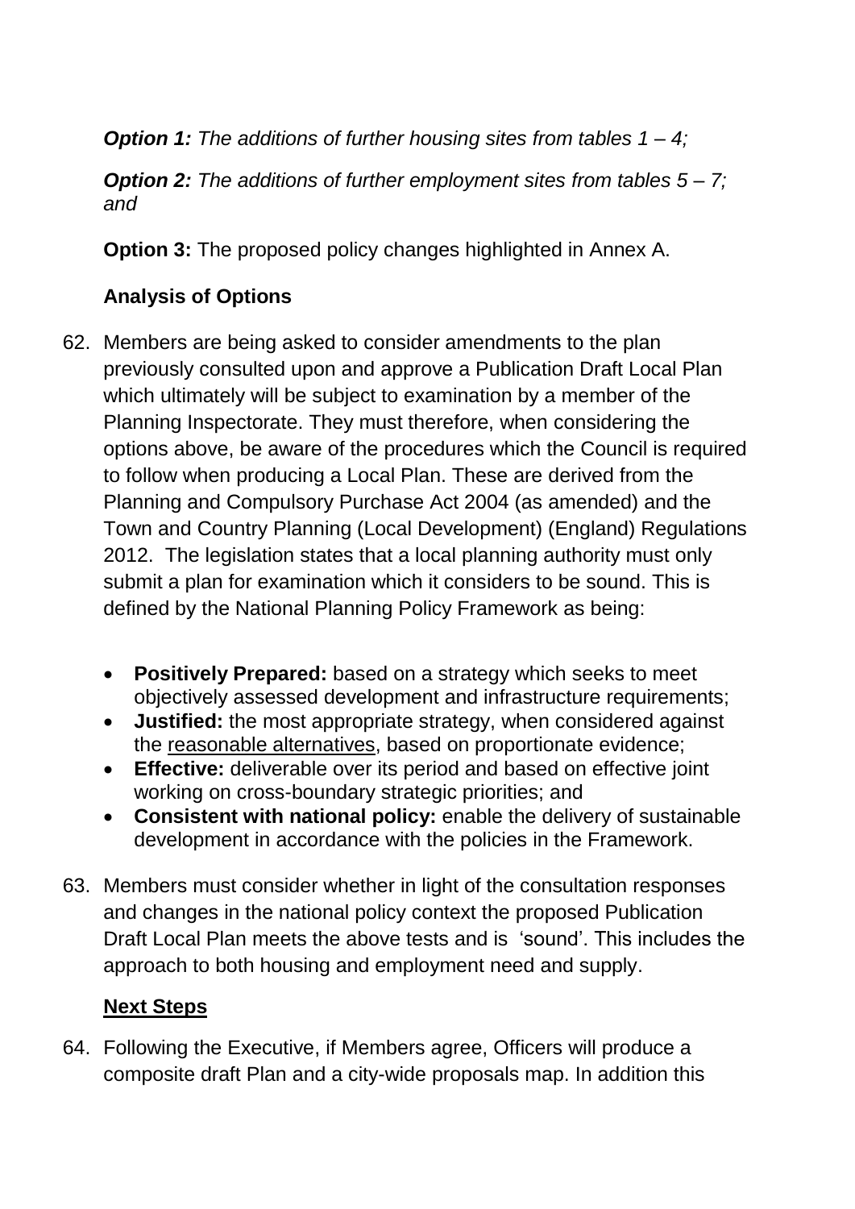***Option 1:*** *The additions of further housing sites from tables 1 – 4;*

***Option 2:*** *The additions of further employment sites from tables 5 – 7; and*

**Option 3:** The proposed policy changes highlighted in Annex A.

**Analysis of Options**

62. Members are being asked to consider amendments to the plan previously consulted upon and approve a Publication Draft Local Plan which ultimately will be subject to examination by a member of the Planning Inspectorate. They must therefore, when considering the options above, be aware of the procedures which the Council is required to follow when producing a Local Plan. These are derived from the Planning and Compulsory Purchase Act 2004 (as amended) and the Town and Country Planning (Local Development) (England) Regulations 2012. The legislation states that a local planning authority must only submit a plan for examination which it considers to be sound. This is defined by the National Planning Policy Framework as being:

    - **Positively Prepared:** based on a strategy which seeks to meet objectively assessed development and infrastructure requirements;
    - **Justified:** the most appropriate strategy, when considered against the <u>reasonable alternatives</u>, based on proportionate evidence;
    - **Effective:** deliverable over its period and based on effective joint working on cross-boundary strategic priorities; and
    - **Consistent with national policy:** enable the delivery of sustainable development in accordance with the policies in the Framework.

63. Members must consider whether in light of the consultation responses and changes in the national policy context the proposed Publication Draft Local Plan meets the above tests and is 'sound'. This includes the approach to both housing and employment need and supply.

**<u>Next Steps</u>**

64. Following the Executive, if Members agree, Officers will produce a composite draft Plan and a city-wide proposals map. In addition this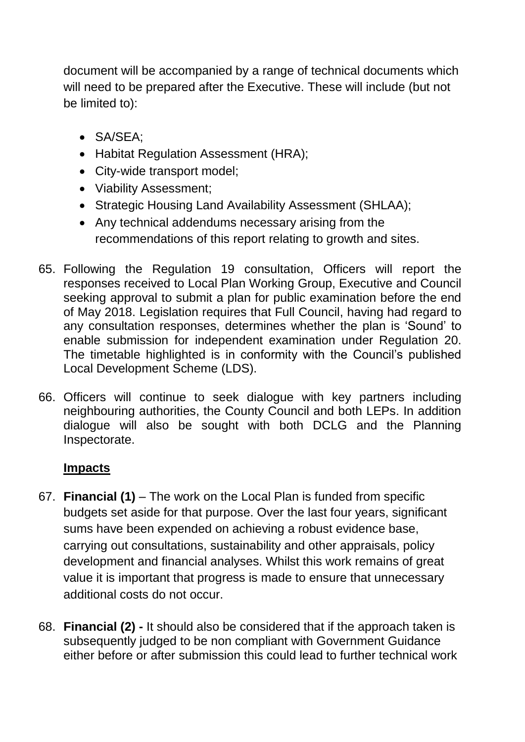document will be accompanied by a range of technical documents which will need to be prepared after the Executive. These will include (but not be limited to):

- SA/SEA;
- Habitat Regulation Assessment (HRA);
- City-wide transport model;
- Viability Assessment;
- Strategic Housing Land Availability Assessment (SHLAA);
- Any technical addendums necessary arising from the recommendations of this report relating to growth and sites.

65. Following the Regulation 19 consultation, Officers will report the responses received to Local Plan Working Group, Executive and Council seeking approval to submit a plan for public examination before the end of May 2018. Legislation requires that Full Council, having had regard to any consultation responses, determines whether the plan is 'Sound' to enable submission for independent examination under Regulation 20. The timetable highlighted is in conformity with the Council's published Local Development Scheme (LDS).

66. Officers will continue to seek dialogue with key partners including neighbouring authorities, the County Council and both LEPs. In addition dialogue will also be sought with both DCLG and the Planning Inspectorate.

## Impacts

67. **Financial (1)** – The work on the Local Plan is funded from specific budgets set aside for that purpose. Over the last four years, significant sums have been expended on achieving a robust evidence base, carrying out consultations, sustainability and other appraisals, policy development and financial analyses. Whilst this work remains of great value it is important that progress is made to ensure that unnecessary additional costs do not occur.

68. **Financial (2) -** It should also be considered that if the approach taken is subsequently judged to be non compliant with Government Guidance either before or after submission this could lead to further technical work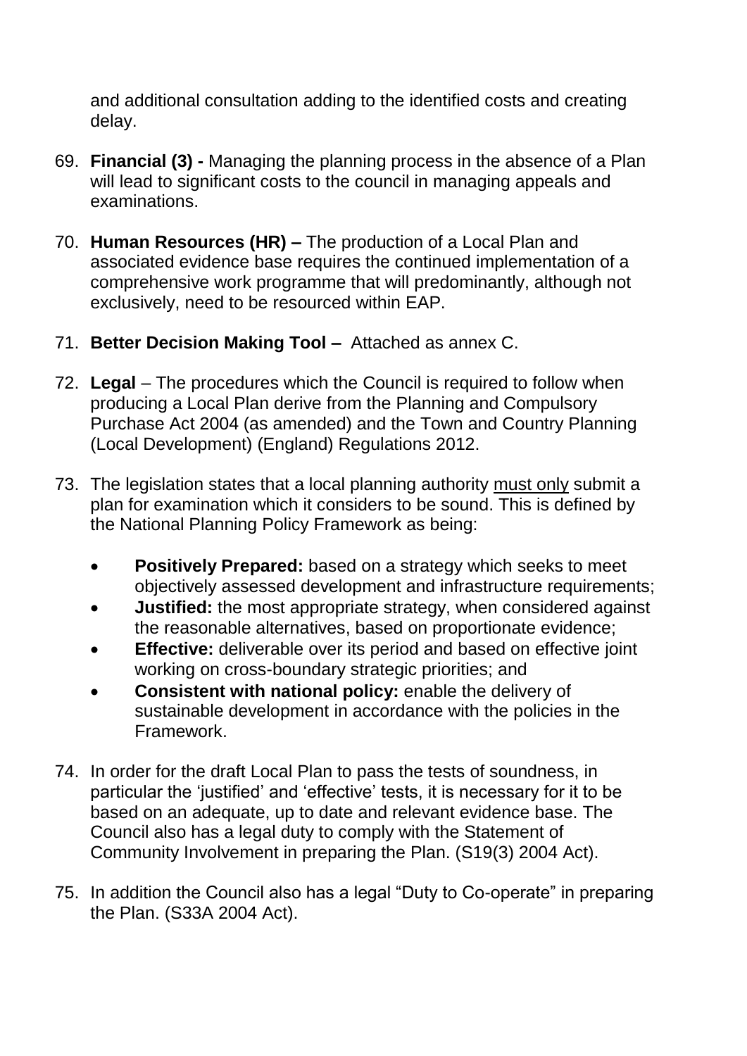and additional consultation adding to the identified costs and creating delay.

69. **Financial (3) -** Managing the planning process in the absence of a Plan will lead to significant costs to the council in managing appeals and examinations.

70. **Human Resources (HR) –** The production of a Local Plan and associated evidence base requires the continued implementation of a comprehensive work programme that will predominantly, although not exclusively, need to be resourced within EAP.

71. **Better Decision Making Tool –** Attached as annex C.

72. **Legal** – The procedures which the Council is required to follow when producing a Local Plan derive from the Planning and Compulsory Purchase Act 2004 (as amended) and the Town and Country Planning (Local Development) (England) Regulations 2012.

73. The legislation states that a local planning authority must only submit a plan for examination which it considers to be sound. This is defined by the National Planning Policy Framework as being:

    - **Positively Prepared:** based on a strategy which seeks to meet objectively assessed development and infrastructure requirements;
    - **Justified:** the most appropriate strategy, when considered against the reasonable alternatives, based on proportionate evidence;
    - **Effective:** deliverable over its period and based on effective joint working on cross-boundary strategic priorities; and
    - **Consistent with national policy:** enable the delivery of sustainable development in accordance with the policies in the Framework.

74. In order for the draft Local Plan to pass the tests of soundness, in particular the 'justified' and 'effective' tests, it is necessary for it to be based on an adequate, up to date and relevant evidence base. The Council also has a legal duty to comply with the Statement of Community Involvement in preparing the Plan. (S19(3) 2004 Act).

75. In addition the Council also has a legal "Duty to Co-operate" in preparing the Plan. (S33A 2004 Act).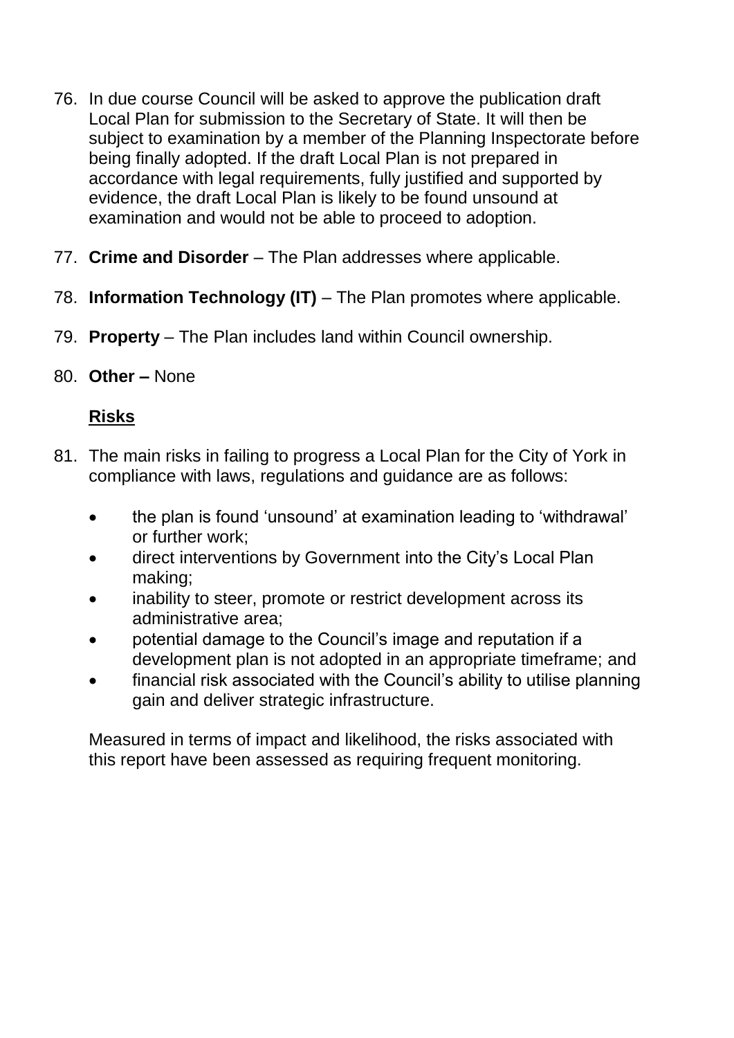76. In due course Council will be asked to approve the publication draft Local Plan for submission to the Secretary of State. It will then be subject to examination by a member of the Planning Inspectorate before being finally adopted. If the draft Local Plan is not prepared in accordance with legal requirements, fully justified and supported by evidence, the draft Local Plan is likely to be found unsound at examination and would not be able to proceed to adoption.

77. **Crime and Disorder** – The Plan addresses where applicable.

78. **Information Technology (IT)** – The Plan promotes where applicable.

79. **Property** – The Plan includes land within Council ownership.

80. **Other –** None

## **Risks**

81. The main risks in failing to progress a Local Plan for the City of York in compliance with laws, regulations and guidance are as follows:

    - the plan is found 'unsound' at examination leading to 'withdrawal' or further work;
    - direct interventions by Government into the City's Local Plan making;
    - inability to steer, promote or restrict development across its administrative area;
    - potential damage to the Council's image and reputation if a development plan is not adopted in an appropriate timeframe; and
    - financial risk associated with the Council's ability to utilise planning gain and deliver strategic infrastructure.

    Measured in terms of impact and likelihood, the risks associated with this report have been assessed as requiring frequent monitoring.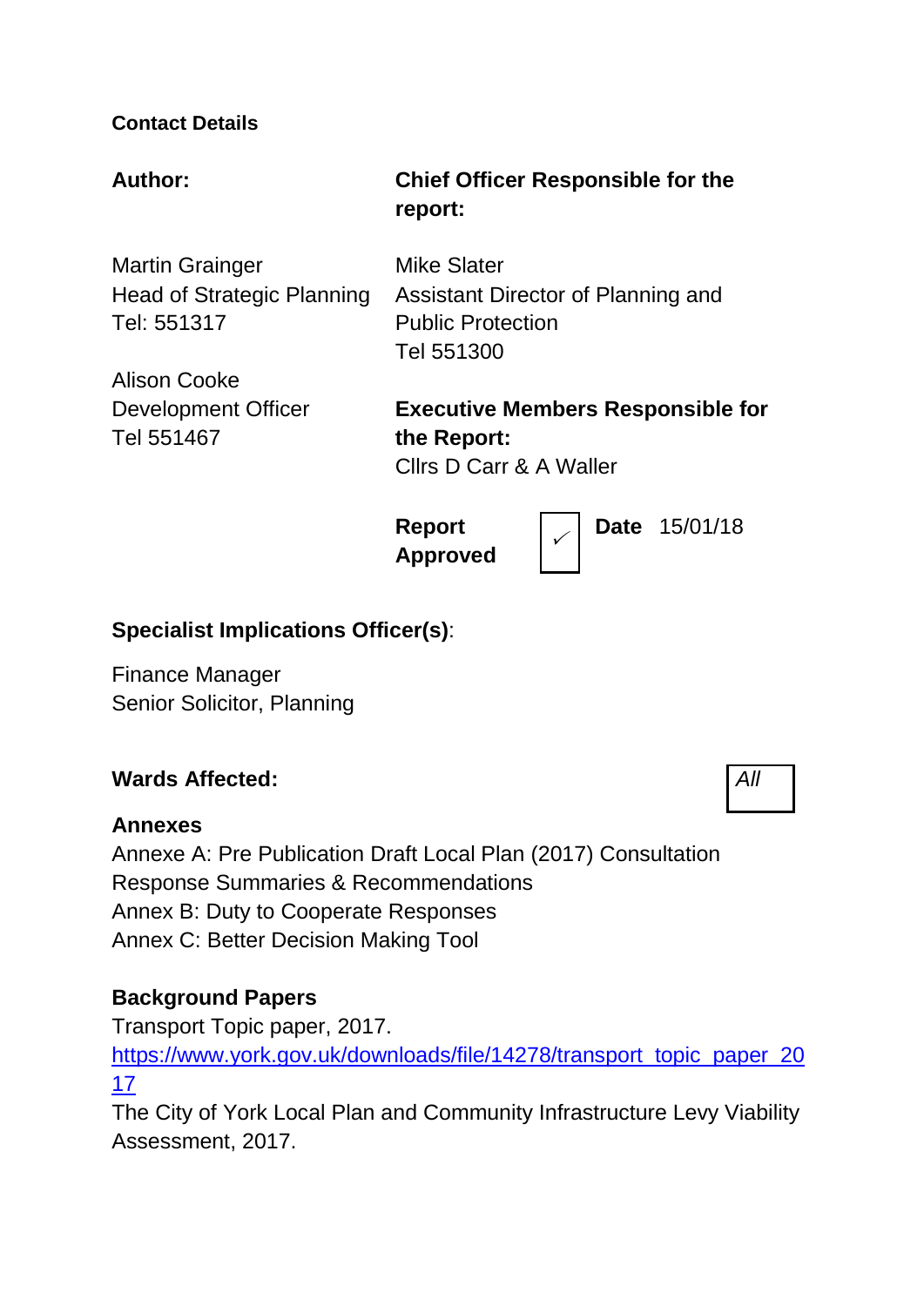**Contact Details**

| **Author:** | **Chief Officer Responsible for the report:** |
|---|---|
| Martin Grainger<br>Head of Strategic Planning<br>Tel: 551317 | Mike Slater<br>Assistant Director of Planning and Public Protection<br>Tel 551300 |
| Alison Cooke<br>Development Officer<br>Tel 551467 | **Executive Members Responsible for the Report:**<br>Cllrs D Carr & A Waller |
| | **Report Approved** ✓ **Date** 15/01/18 |

**Specialist Implications Officer(s)**:

Finance Manager
Senior Solicitor, Planning

**Wards Affected:** *All*

**Annexes**

Annexe A: Pre Publication Draft Local Plan (2017) Consultation Response Summaries & Recommendations
Annex B: Duty to Cooperate Responses
Annex C: Better Decision Making Tool

**Background Papers**

Transport Topic paper, 2017.
https://www.york.gov.uk/downloads/file/14278/transport_topic_paper_2017
The City of York Local Plan and Community Infrastructure Levy Viability Assessment, 2017.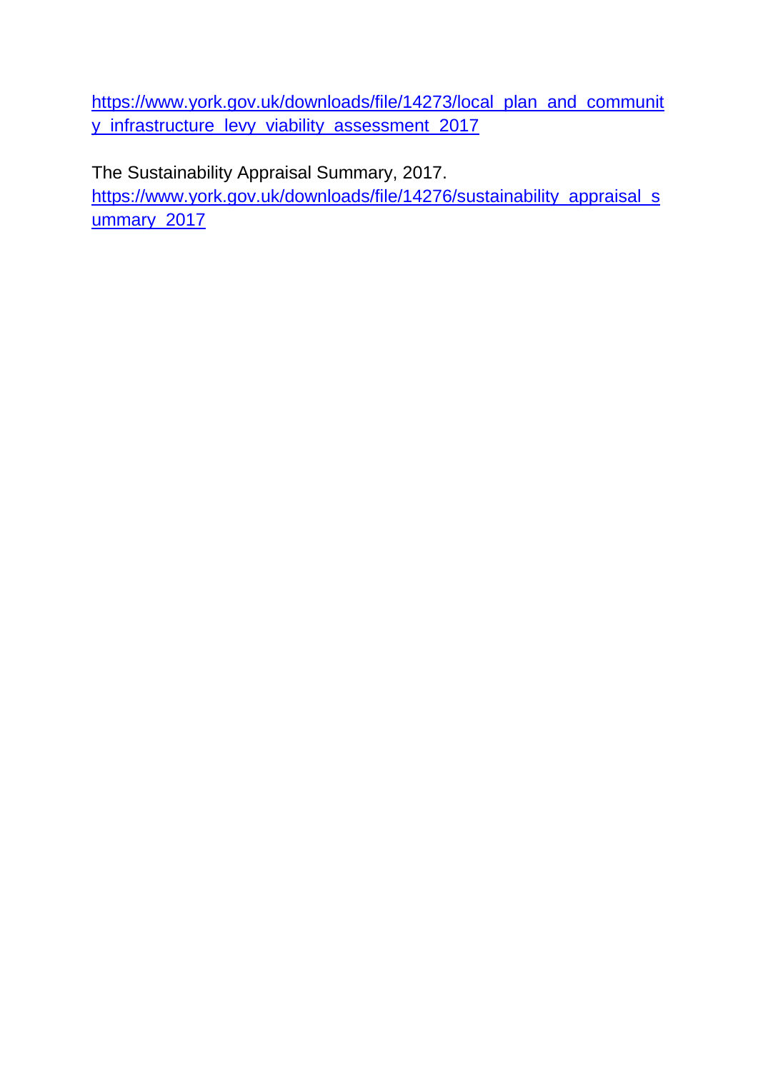https://www.york.gov.uk/downloads/file/14273/local_plan_and_community_infrastructure_levy_viability_assessment_2017

The Sustainability Appraisal Summary, 2017.
https://www.york.gov.uk/downloads/file/14276/sustainability_appraisal_summary_2017